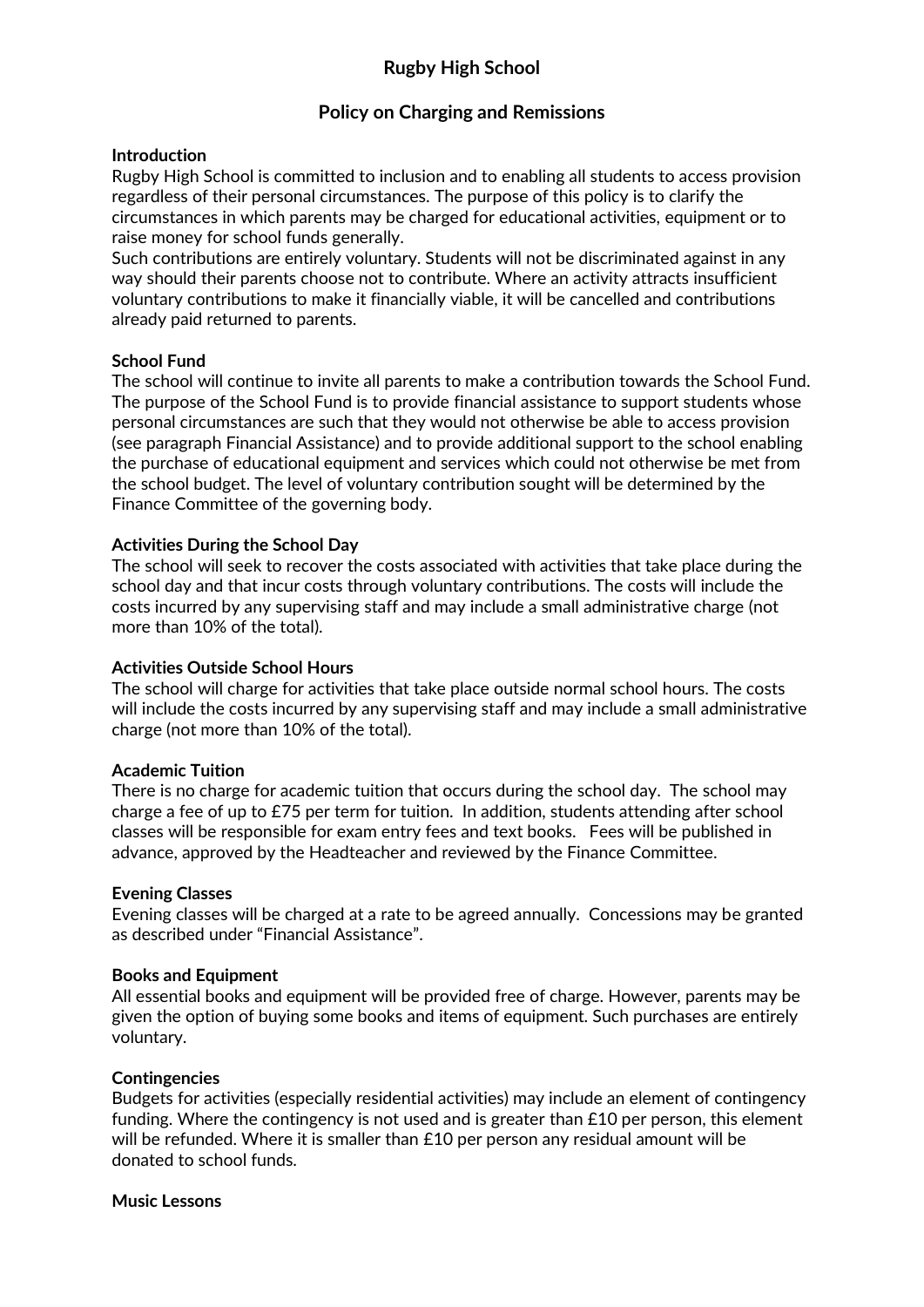# Rugby High School

## Policy on Charging and Remissions

**Introduction**

Rugby High School is committed to inclusion and to enabling all students to access provision regardless of their personal circumstances. The purpose of this policy is to clarify the circumstances in which parents may be charged for educational activities, equipment or to raise money for school funds generally.

Such contributions are entirely voluntary. Students will not be discriminated against in any way should their parents choose not to contribute. Where an activity attracts insufficient voluntary contributions to make it financially viable, it will be cancelled and contributions already paid returned to parents.

**School Fund**

The school will continue to invite all parents to make a contribution towards the School Fund. The purpose of the School Fund is to provide financial assistance to support students whose personal circumstances are such that they would not otherwise be able to access provision (see paragraph Financial Assistance) and to provide additional support to the school enabling the purchase of educational equipment and services which could not otherwise be met from the school budget. The level of voluntary contribution sought will be determined by the Finance Committee of the governing body.

**Activities During the School Day**

The school will seek to recover the costs associated with activities that take place during the school day and that incur costs through voluntary contributions. The costs will include the costs incurred by any supervising staff and may include a small administrative charge (not more than 10% of the total).

**Activities Outside School Hours**

The school will charge for activities that take place outside normal school hours. The costs will include the costs incurred by any supervising staff and may include a small administrative charge (not more than 10% of the total).

**Academic Tuition**

There is no charge for academic tuition that occurs during the school day. The school may charge a fee of up to £75 per term for tuition. In addition, students attending after school classes will be responsible for exam entry fees and text books. Fees will be published in advance, approved by the Headteacher and reviewed by the Finance Committee.

**Evening Classes**

Evening classes will be charged at a rate to be agreed annually. Concessions may be granted as described under "Financial Assistance".

**Books and Equipment**

All essential books and equipment will be provided free of charge. However, parents may be given the option of buying some books and items of equipment. Such purchases are entirely voluntary.

**Contingencies**

Budgets for activities (especially residential activities) may include an element of contingency funding. Where the contingency is not used and is greater than £10 per person, this element will be refunded. Where it is smaller than £10 per person any residual amount will be donated to school funds.

**Music Lessons**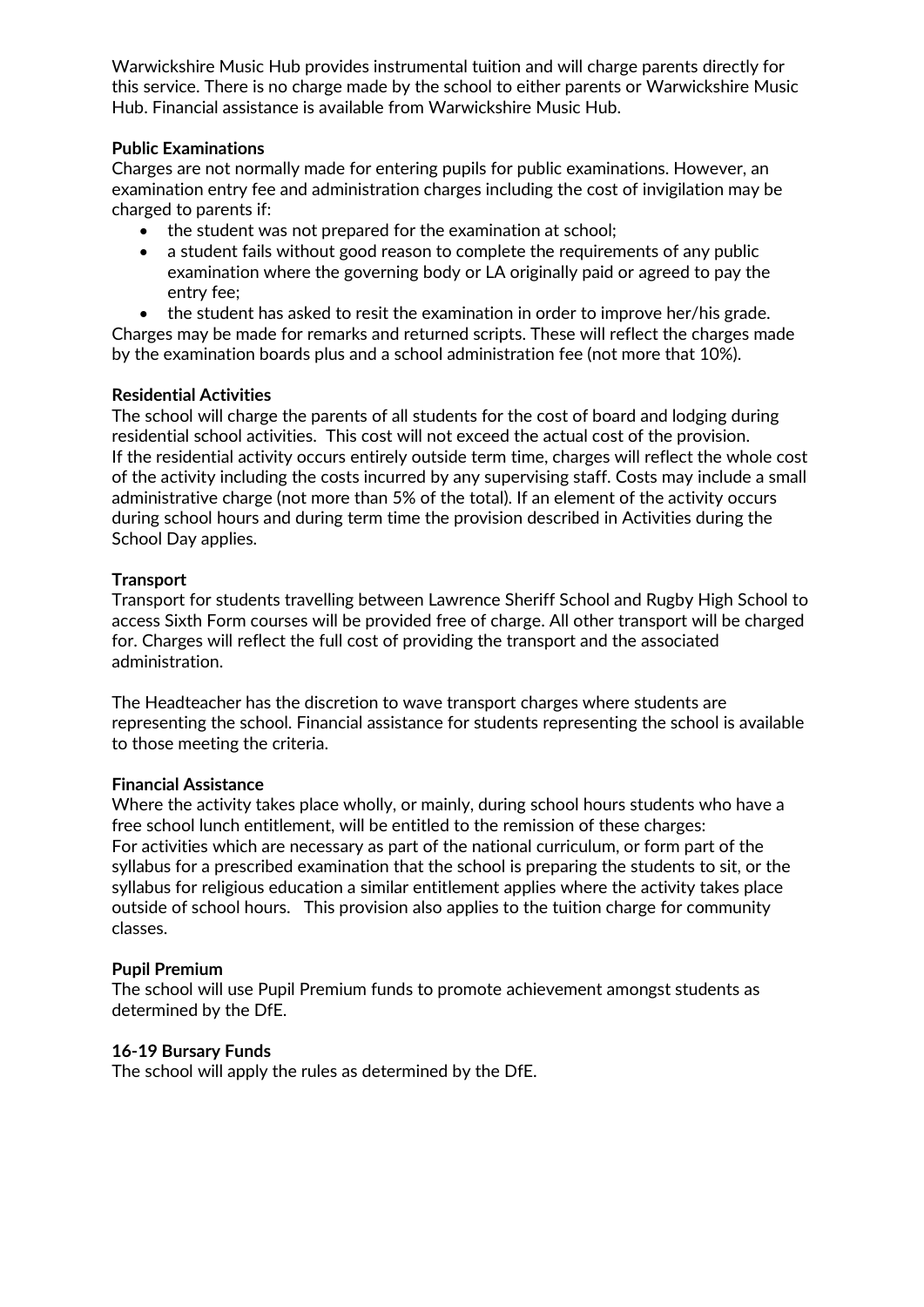Warwickshire Music Hub provides instrumental tuition and will charge parents directly for this service. There is no charge made by the school to either parents or Warwickshire Music Hub. Financial assistance is available from Warwickshire Music Hub.

**Public Examinations**

Charges are not normally made for entering pupils for public examinations. However, an examination entry fee and administration charges including the cost of invigilation may be charged to parents if:

- the student was not prepared for the examination at school;
- a student fails without good reason to complete the requirements of any public examination where the governing body or LA originally paid or agreed to pay the entry fee;
- the student has asked to resit the examination in order to improve her/his grade.

Charges may be made for remarks and returned scripts. These will reflect the charges made by the examination boards plus and a school administration fee (not more that 10%).

**Residential Activities**

The school will charge the parents of all students for the cost of board and lodging during residential school activities. This cost will not exceed the actual cost of the provision. If the residential activity occurs entirely outside term time, charges will reflect the whole cost of the activity including the costs incurred by any supervising staff. Costs may include a small administrative charge (not more than 5% of the total). If an element of the activity occurs during school hours and during term time the provision described in Activities during the School Day applies.

**Transport**

Transport for students travelling between Lawrence Sheriff School and Rugby High School to access Sixth Form courses will be provided free of charge. All other transport will be charged for. Charges will reflect the full cost of providing the transport and the associated administration.

The Headteacher has the discretion to wave transport charges where students are representing the school. Financial assistance for students representing the school is available to those meeting the criteria.

**Financial Assistance**

Where the activity takes place wholly, or mainly, during school hours students who have a free school lunch entitlement, will be entitled to the remission of these charges:
For activities which are necessary as part of the national curriculum, or form part of the syllabus for a prescribed examination that the school is preparing the students to sit, or the syllabus for religious education a similar entitlement applies where the activity takes place outside of school hours. This provision also applies to the tuition charge for community classes.

**Pupil Premium**

The school will use Pupil Premium funds to promote achievement amongst students as determined by the DfE.

**16-19 Bursary Funds**

The school will apply the rules as determined by the DfE.